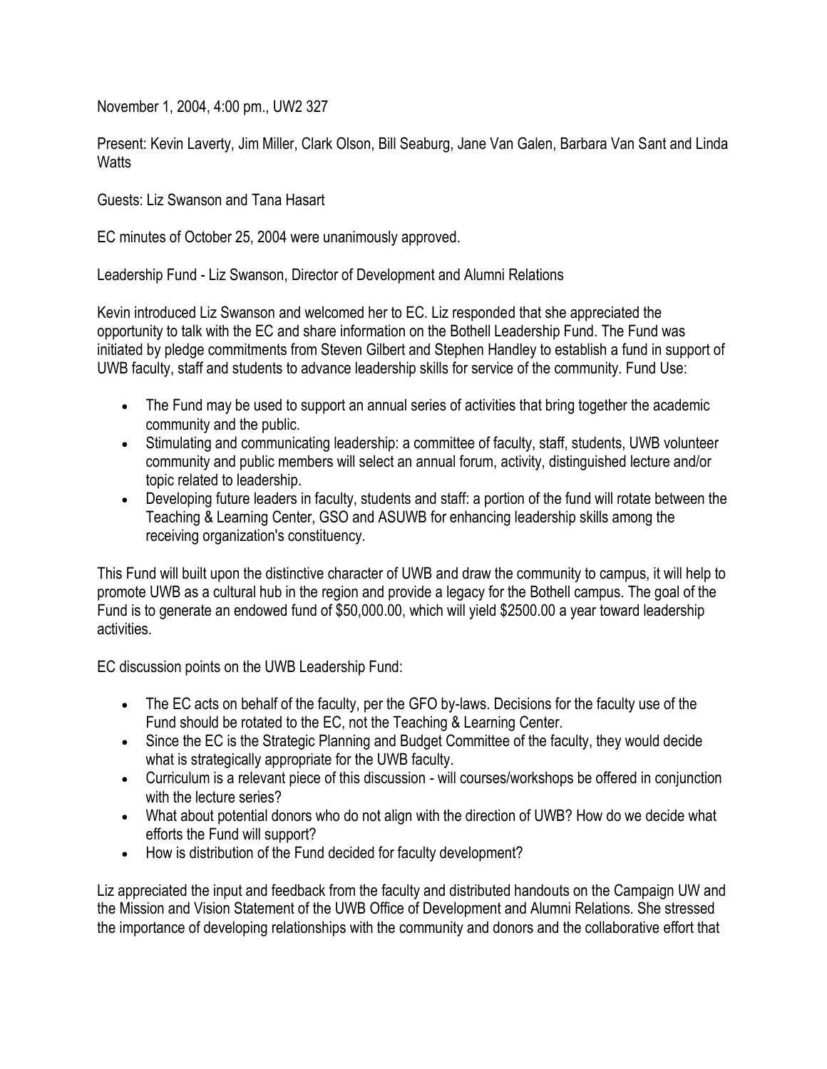November 1, 2004, 4:00 pm., UW2 327

Present: Kevin Laverty, Jim Miller, Clark Olson, Bill Seaburg, Jane Van Galen, Barbara Van Sant and Linda Watts

Guests: Liz Swanson and Tana Hasart

EC minutes of October 25, 2004 were unanimously approved.

Leadership Fund - Liz Swanson, Director of Development and Alumni Relations

Kevin introduced Liz Swanson and welcomed her to EC. Liz responded that she appreciated the opportunity to talk with the EC and share information on the Bothell Leadership Fund. The Fund was initiated by pledge commitments from Steven Gilbert and Stephen Handley to establish a fund in support of UWB faculty, staff and students to advance leadership skills for service of the community. Fund Use:

- The Fund may be used to support an annual series of activities that bring together the academic community and the public.
- Stimulating and communicating leadership: a committee of faculty, staff, students, UWB volunteer community and public members will select an annual forum, activity, distinguished lecture and/or topic related to leadership.
- Developing future leaders in faculty, students and staff: a portion of the fund will rotate between the Teaching & Learning Center, GSO and ASUWB for enhancing leadership skills among the receiving organization's constituency.

This Fund will built upon the distinctive character of UWB and draw the community to campus, it will help to promote UWB as a cultural hub in the region and provide a legacy for the Bothell campus. The goal of the Fund is to generate an endowed fund of $50,000.00, which will yield $2500.00 a year toward leadership activities.

EC discussion points on the UWB Leadership Fund:

- The EC acts on behalf of the faculty, per the GFO by-laws. Decisions for the faculty use of the Fund should be rotated to the EC, not the Teaching & Learning Center.
- Since the EC is the Strategic Planning and Budget Committee of the faculty, they would decide what is strategically appropriate for the UWB faculty.
- Curriculum is a relevant piece of this discussion - will courses/workshops be offered in conjunction with the lecture series?
- What about potential donors who do not align with the direction of UWB? How do we decide what efforts the Fund will support?
- How is distribution of the Fund decided for faculty development?

Liz appreciated the input and feedback from the faculty and distributed handouts on the Campaign UW and the Mission and Vision Statement of the UWB Office of Development and Alumni Relations. She stressed the importance of developing relationships with the community and donors and the collaborative effort that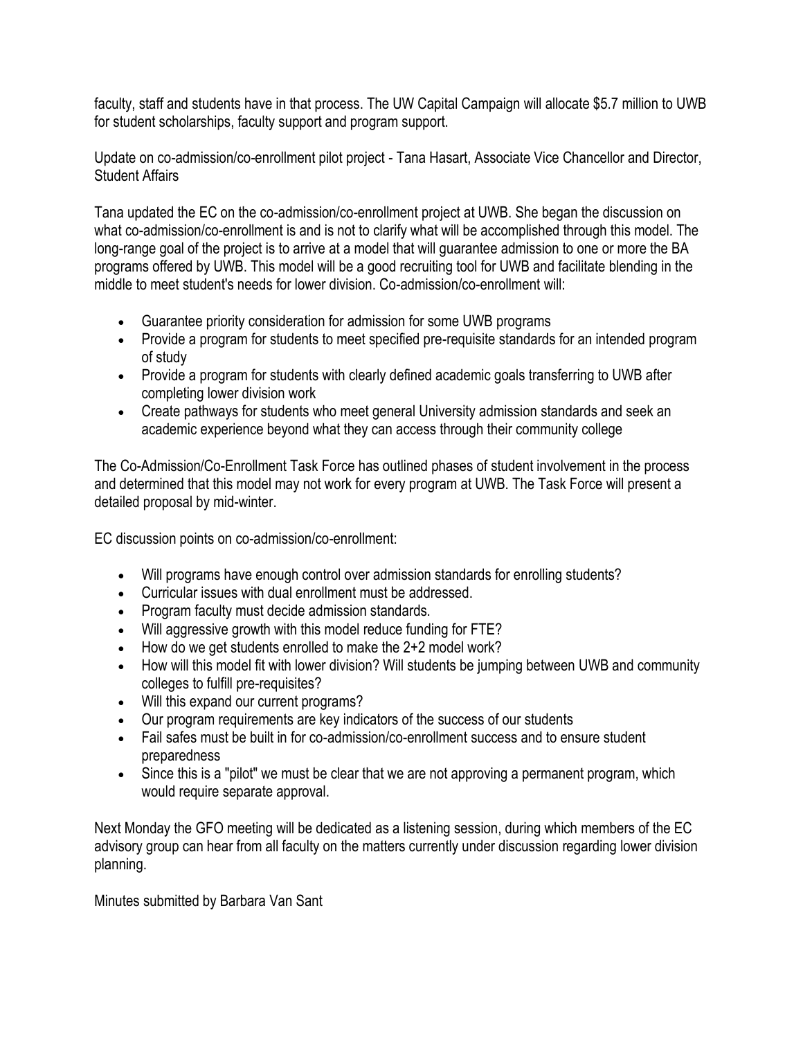faculty, staff and students have in that process. The UW Capital Campaign will allocate $5.7 million to UWB for student scholarships, faculty support and program support.

Update on co-admission/co-enrollment pilot project - Tana Hasart, Associate Vice Chancellor and Director, Student Affairs

Tana updated the EC on the co-admission/co-enrollment project at UWB. She began the discussion on what co-admission/co-enrollment is and is not to clarify what will be accomplished through this model. The long-range goal of the project is to arrive at a model that will guarantee admission to one or more the BA programs offered by UWB. This model will be a good recruiting tool for UWB and facilitate blending in the middle to meet student's needs for lower division. Co-admission/co-enrollment will:

- Guarantee priority consideration for admission for some UWB programs
- Provide a program for students to meet specified pre-requisite standards for an intended program of study
- Provide a program for students with clearly defined academic goals transferring to UWB after completing lower division work
- Create pathways for students who meet general University admission standards and seek an academic experience beyond what they can access through their community college

The Co-Admission/Co-Enrollment Task Force has outlined phases of student involvement in the process and determined that this model may not work for every program at UWB. The Task Force will present a detailed proposal by mid-winter.

EC discussion points on co-admission/co-enrollment:

- Will programs have enough control over admission standards for enrolling students?
- Curricular issues with dual enrollment must be addressed.
- Program faculty must decide admission standards.
- Will aggressive growth with this model reduce funding for FTE?
- How do we get students enrolled to make the 2+2 model work?
- How will this model fit with lower division? Will students be jumping between UWB and community colleges to fulfill pre-requisites?
- Will this expand our current programs?
- Our program requirements are key indicators of the success of our students
- Fail safes must be built in for co-admission/co-enrollment success and to ensure student preparedness
- Since this is a "pilot" we must be clear that we are not approving a permanent program, which would require separate approval.

Next Monday the GFO meeting will be dedicated as a listening session, during which members of the EC advisory group can hear from all faculty on the matters currently under discussion regarding lower division planning.

Minutes submitted by Barbara Van Sant